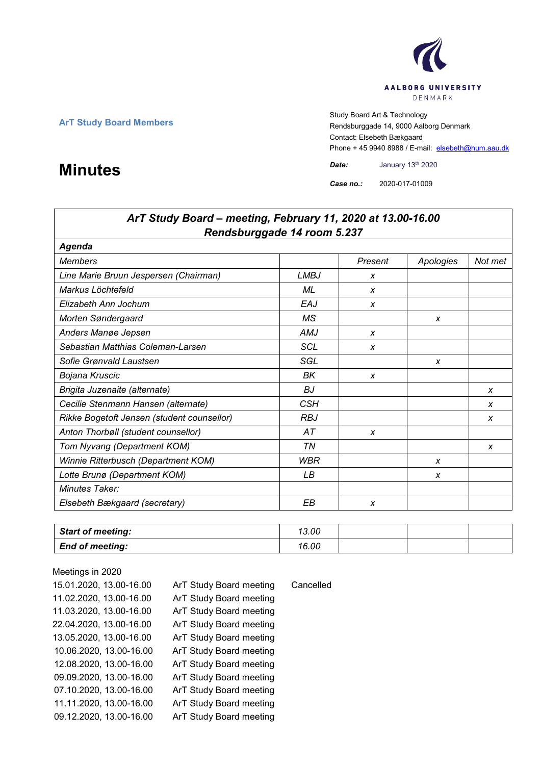AALBORG UNIVERSITY
DENMARK

**ArT Study Board Members**

Study Board Art & Technology
Rendsburggade 14, 9000 Aalborg Denmark
Contact: Elsebeth Bækgaard
Phone + 45 9940 8988 / E-mail: elsebeth@hum.aau.dk

# Minutes

***Date:*** January 13th 2020

***Case no.:*** 2020-017-01009

| ***ArT Study Board – meeting, February 11, 2020 at 13.00-16.00 Rendsburggade 14 room 5.237*** | | | | |
|---|---|---|---|---|
| ***Agenda*** | | | | |
| *Members* | | *Present* | *Apologies* | *Not met* |
| *Line Marie Bruun Jespersen (Chairman)* | *LMBJ* | *x* | | |
| *Markus Löchtefeld* | *ML* | *x* | | |
| *Elizabeth Ann Jochum* | *EAJ* | *x* | | |
| *Morten Søndergaard* | *MS* | | *x* | |
| *Anders Manøe Jepsen* | *AMJ* | *x* | | |
| *Sebastian Matthias Coleman-Larsen* | *SCL* | *x* | | |
| *Sofie Grønvald Laustsen* | *SGL* | | *x* | |
| *Bojana Kruscic* | *BK* | *x* | | |
| *Brigita Juzenaite (alternate)* | *BJ* | | | *x* |
| *Cecilie Stenmann Hansen (alternate)* | *CSH* | | | *x* |
| *Rikke Bogetoft Jensen (student counsellor)* | *RBJ* | | | *x* |
| *Anton Thorbøll (student counsellor)* | *AT* | *x* | | |
| *Tom Nyvang (Department KOM)* | *TN* | | | *x* |
| *Winnie Ritterbusch (Department KOM)* | *WBR* | | *x* | |
| *Lotte Brunø (Department KOM)* | *LB* | | *x* | |
| *Minutes Taker:* | | | | |
| *Elsebeth Bækgaard (secretary)* | *EB* | *x* | | |

| ***Start of meeting:*** | *13.00* | | | |
|---|---|---|---|---|
| ***End of meeting:*** | *16.00* | | | |

Meetings in 2020

| | | |
|---|---|---|
| 15.01.2020, 13.00-16.00 | ArT Study Board meeting | Cancelled |
| 11.02.2020, 13.00-16.00 | ArT Study Board meeting | |
| 11.03.2020, 13.00-16.00 | ArT Study Board meeting | |
| 22.04.2020, 13.00-16.00 | ArT Study Board meeting | |
| 13.05.2020, 13.00-16.00 | ArT Study Board meeting | |
| 10.06.2020, 13.00-16.00 | ArT Study Board meeting | |
| 12.08.2020, 13.00-16.00 | ArT Study Board meeting | |
| 09.09.2020, 13.00-16.00 | ArT Study Board meeting | |
| 07.10.2020, 13.00-16.00 | ArT Study Board meeting | |
| 11.11.2020, 13.00-16.00 | ArT Study Board meeting | |
| 09.12.2020, 13.00-16.00 | ArT Study Board meeting | |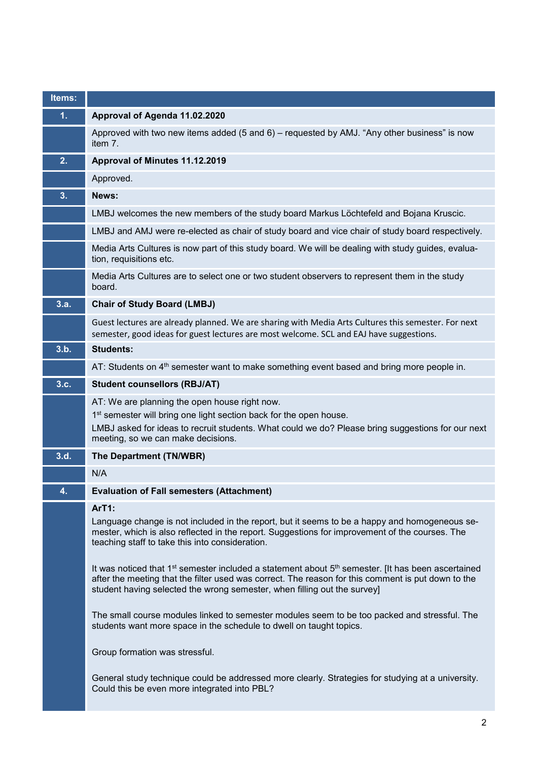| Items: | |
|---|---|
| **1.** | **Approval of Agenda 11.02.2020** |
| | Approved with two new items added (5 and 6) – requested by AMJ. "Any other business" is now item 7. |
| **2.** | **Approval of Minutes 11.12.2019** |
| | Approved. |
| **3.** | **News:** |
| | LMBJ welcomes the new members of the study board Markus Löchtefeld and Bojana Kruscic. |
| | LMBJ and AMJ were re-elected as chair of study board and vice chair of study board respectively. |
| | Media Arts Cultures is now part of this study board. We will be dealing with study guides, evaluation, requisitions etc. |
| | Media Arts Cultures are to select one or two student observers to represent them in the study board. |
| **3.a.** | **Chair of Study Board (LMBJ)** |
| | Guest lectures are already planned. We are sharing with Media Arts Cultures this semester. For next semester, good ideas for guest lectures are most welcome. SCL and EAJ have suggestions. |
| **3.b.** | **Students:** |
| | AT: Students on 4th semester want to make something event based and bring more people in. |
| **3.c.** | **Student counsellors (RBJ/AT)** |
| | AT: We are planning the open house right now.<br>1st semester will bring one light section back for the open house.<br>LMBJ asked for ideas to recruit students. What could we do? Please bring suggestions for our next meeting, so we can make decisions. |
| **3.d.** | **The Department (TN/WBR)** |
| | N/A |
| **4.** | **Evaluation of Fall semesters (Attachment)** |
| | **ArT1:**<br>Language change is not included in the report, but it seems to be a happy and homogeneous semester, which is also reflected in the report. Suggestions for improvement of the courses. The teaching staff to take this into consideration.<br><br>It was noticed that 1st semester included a statement about 5th semester. [It has been ascertained after the meeting that the filter used was correct. The reason for this comment is put down to the student having selected the wrong semester, when filling out the survey]<br><br>The small course modules linked to semester modules seem to be too packed and stressful. The students want more space in the schedule to dwell on taught topics.<br><br>Group formation was stressful.<br><br>General study technique could be addressed more clearly. Strategies for studying at a university. Could this be even more integrated into PBL? |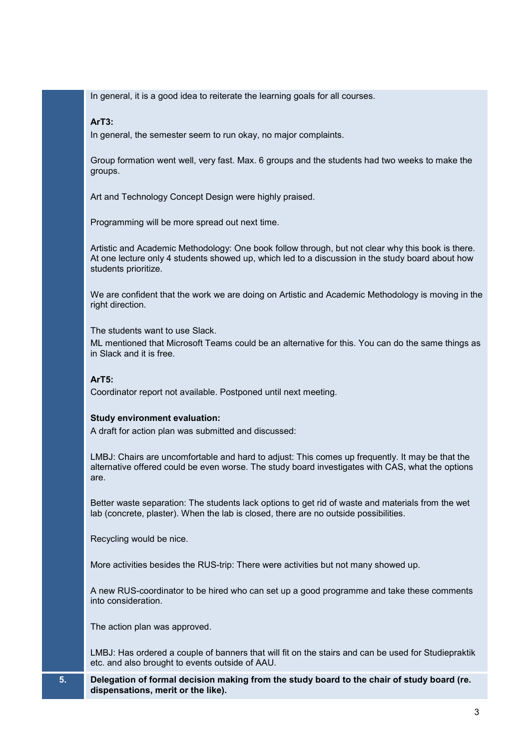In general, it is a good idea to reiterate the learning goals for all courses.

**ArT3:**

In general, the semester seem to run okay, no major complaints.

Group formation went well, very fast. Max. 6 groups and the students had two weeks to make the groups.

Art and Technology Concept Design were highly praised.

Programming will be more spread out next time.

Artistic and Academic Methodology: One book follow through, but not clear why this book is there. At one lecture only 4 students showed up, which led to a discussion in the study board about how students prioritize.

We are confident that the work we are doing on Artistic and Academic Methodology is moving in the right direction.

The students want to use Slack.

ML mentioned that Microsoft Teams could be an alternative for this. You can do the same things as in Slack and it is free.

**ArT5:**

Coordinator report not available. Postponed until next meeting.

**Study environment evaluation:**

A draft for action plan was submitted and discussed:

LMBJ: Chairs are uncomfortable and hard to adjust: This comes up frequently. It may be that the alternative offered could be even worse. The study board investigates with CAS, what the options are.

Better waste separation: The students lack options to get rid of waste and materials from the wet lab (concrete, plaster). When the lab is closed, there are no outside possibilities.

Recycling would be nice.

More activities besides the RUS-trip: There were activities but not many showed up.

A new RUS-coordinator to be hired who can set up a good programme and take these comments into consideration.

The action plan was approved.

LMBJ: Has ordered a couple of banners that will fit on the stairs and can be used for Studiepraktik etc. and also brought to events outside of AAU.

**5. Delegation of formal decision making from the study board to the chair of study board (re. dispensations, merit or the like).**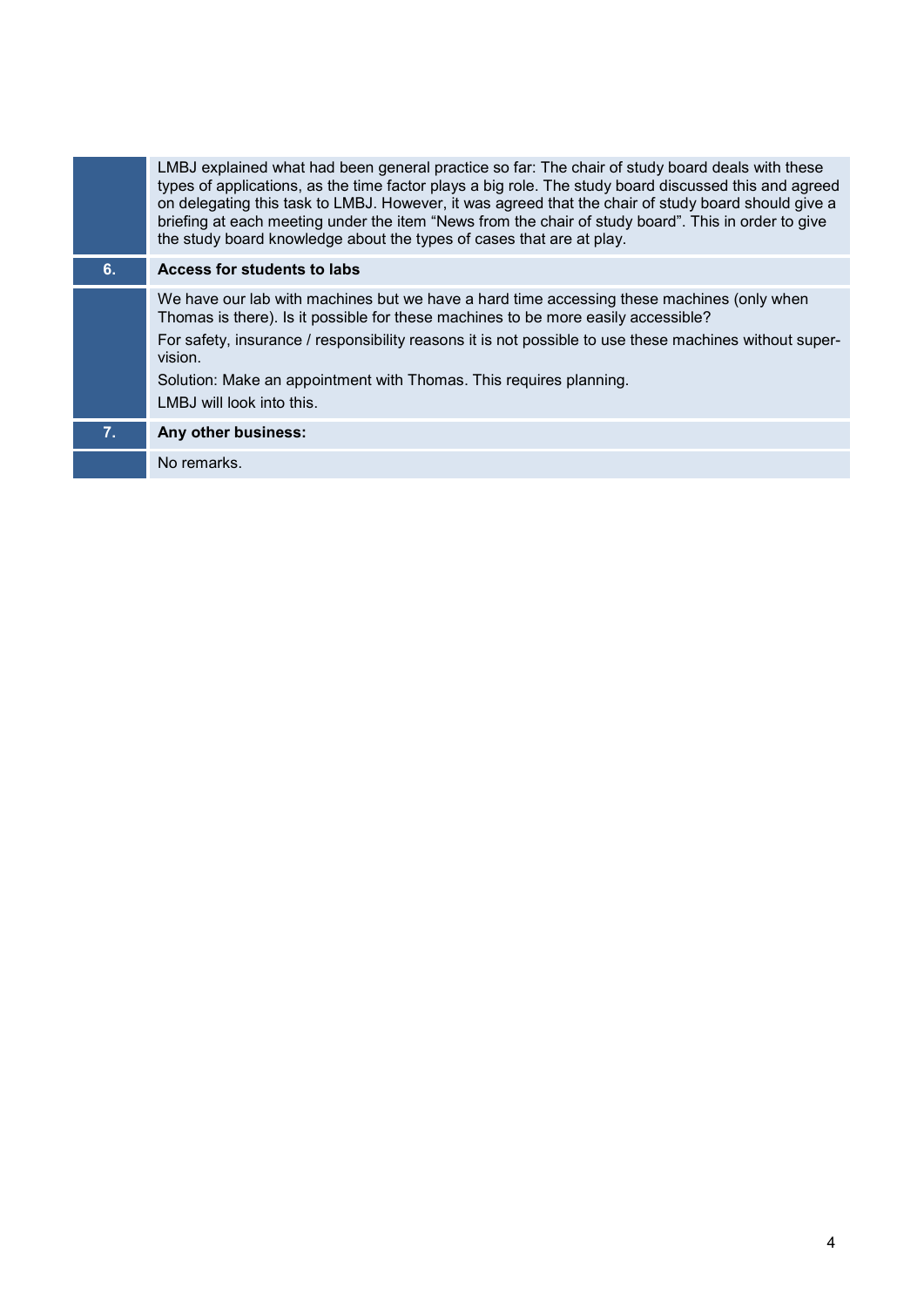LMBJ explained what had been general practice so far: The chair of study board deals with these types of applications, as the time factor plays a big role. The study board discussed this and agreed on delegating this task to LMBJ. However, it was agreed that the chair of study board should give a briefing at each meeting under the item "News from the chair of study board". This in order to give the study board knowledge about the types of cases that are at play.

## 6. Access for students to labs

We have our lab with machines but we have a hard time accessing these machines (only when Thomas is there). Is it possible for these machines to be more easily accessible?

For safety, insurance / responsibility reasons it is not possible to use these machines without supervision.

Solution: Make an appointment with Thomas. This requires planning.

LMBJ will look into this.

## 7. Any other business:

No remarks.